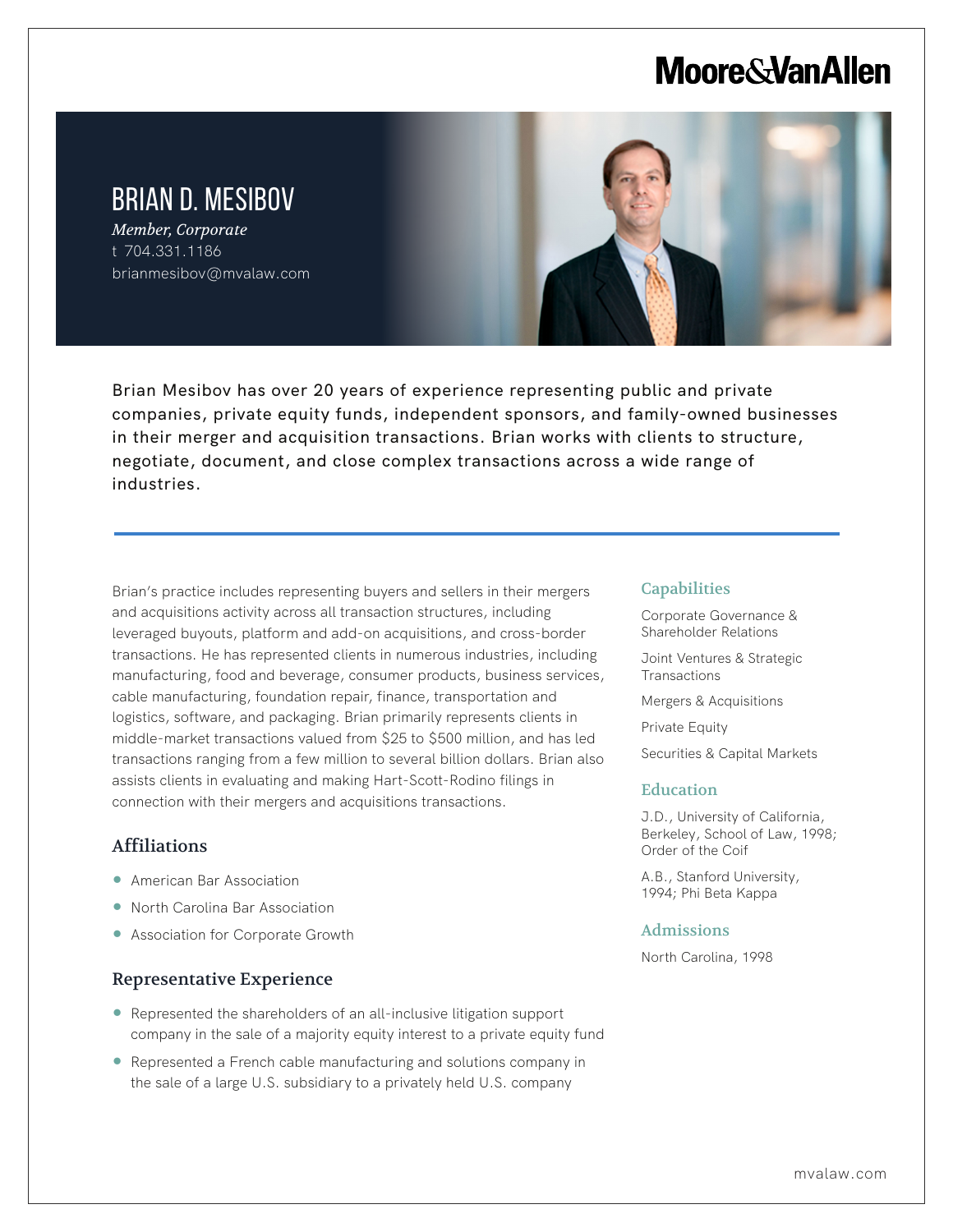Moore&VanAllen

# BRIAN D. MESIBOV

*Member, Corporate*
t 704.331.1186
brianmesibov@mvalaw.com

Brian Mesibov has over 20 years of experience representing public and private companies, private equity funds, independent sponsors, and family-owned businesses in their merger and acquisition transactions. Brian works with clients to structure, negotiate, document, and close complex transactions across a wide range of industries.

Brian's practice includes representing buyers and sellers in their mergers and acquisitions activity across all transaction structures, including leveraged buyouts, platform and add-on acquisitions, and cross-border transactions. He has represented clients in numerous industries, including manufacturing, food and beverage, consumer products, business services, cable manufacturing, foundation repair, finance, transportation and logistics, software, and packaging. Brian primarily represents clients in middle-market transactions valued from $25 to $500 million, and has led transactions ranging from a few million to several billion dollars. Brian also assists clients in evaluating and making Hart-Scott-Rodino filings in connection with their mergers and acquisitions transactions.

## Affiliations

- American Bar Association
- North Carolina Bar Association
- Association for Corporate Growth

## Representative Experience

- Represented the shareholders of an all-inclusive litigation support company in the sale of a majority equity interest to a private equity fund
- Represented a French cable manufacturing and solutions company in the sale of a large U.S. subsidiary to a privately held U.S. company

## Capabilities

Corporate Governance & Shareholder Relations

Joint Ventures & Strategic Transactions

Mergers & Acquisitions

Private Equity

Securities & Capital Markets

## Education

J.D., University of California, Berkeley, School of Law, 1998; Order of the Coif

A.B., Stanford University, 1994; Phi Beta Kappa

## Admissions

North Carolina, 1998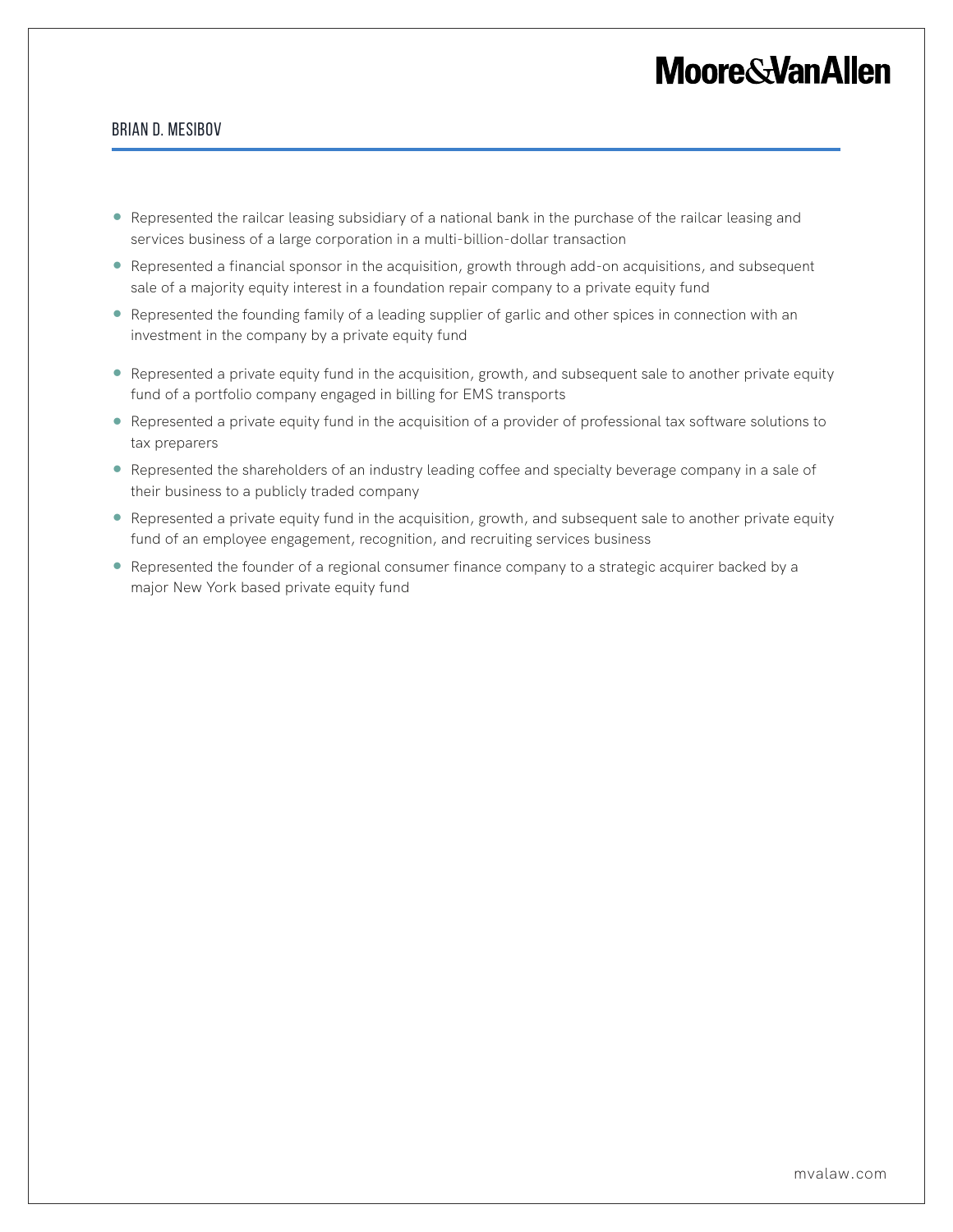- Represented the railcar leasing subsidiary of a national bank in the purchase of the railcar leasing and services business of a large corporation in a multi-billion-dollar transaction
- Represented a financial sponsor in the acquisition, growth through add-on acquisitions, and subsequent sale of a majority equity interest in a foundation repair company to a private equity fund
- Represented the founding family of a leading supplier of garlic and other spices in connection with an investment in the company by a private equity fund
- Represented a private equity fund in the acquisition, growth, and subsequent sale to another private equity fund of a portfolio company engaged in billing for EMS transports
- Represented a private equity fund in the acquisition of a provider of professional tax software solutions to tax preparers
- Represented the shareholders of an industry leading coffee and specialty beverage company in a sale of their business to a publicly traded company
- Represented a private equity fund in the acquisition, growth, and subsequent sale to another private equity fund of an employee engagement, recognition, and recruiting services business
- Represented the founder of a regional consumer finance company to a strategic acquirer backed by a major New York based private equity fund